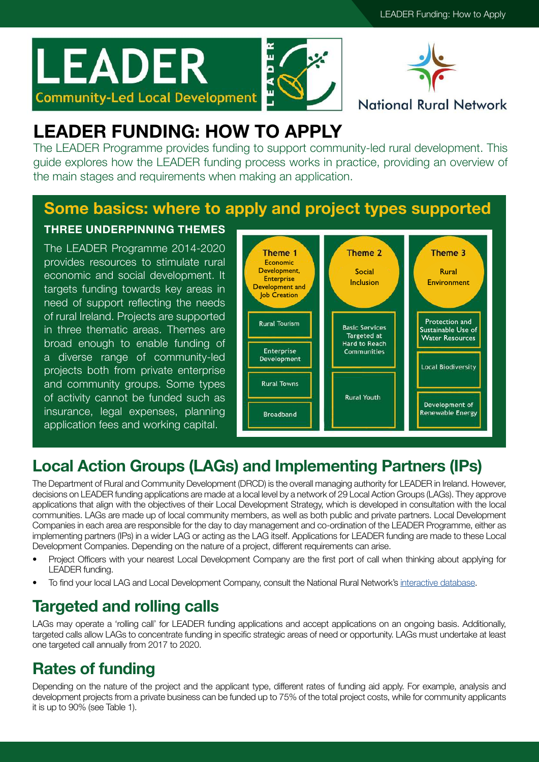# LEADER FUNDING: HOW TO APPLY

The LEADER Programme provides funding to support community-led rural development. This guide explores how the LEADER funding process works in practice, providing an overview of the main stages and requirements when making an application.

## Some basics: where to apply and project types supported

### THREE UNDERPINNING THEMES

The LEADER Programme 2014-2020 provides resources to stimulate rural economic and social development. It targets funding towards key areas in need of support reflecting the needs of rural Ireland. Projects are supported in three thematic areas. Themes are broad enough to enable funding of a diverse range of community-led projects both from private enterprise and community groups. Some types of activity cannot be funded such as insurance, legal expenses, planning application fees and working capital.

| Theme 1 Economic Development, Enterprise Development and Job Creation | Theme 2 Social Inclusion | Theme 3 Rural Environment |
|---|---|---|
| Rural Tourism | Basic Services Targeted at Hard to Reach Communities | Protection and Sustainable Use of Water Resources |
| Enterprise Development | Rural Youth | Local Biodiversity |
| Rural Towns | | Development of Renewable Energy |
| Broadband | | |

## Local Action Groups (LAGs) and Implementing Partners (IPs)

The Department of Rural and Community Development (DRCD) is the overall managing authority for LEADER in Ireland. However, decisions on LEADER funding applications are made at a local level by a network of 29 Local Action Groups (LAGs). They approve applications that align with the objectives of their Local Development Strategy, which is developed in consultation with the local communities. LAGs are made up of local community members, as well as both public and private partners. Local Development Companies in each area are responsible for the day to day management and co-ordination of the LEADER Programme, either as implementing partners (IPs) in a wider LAG or acting as the LAG itself. Applications for LEADER funding are made to these Local Development Companies. Depending on the nature of a project, different requirements can arise.

- Project Officers with your nearest Local Development Company are the first port of call when thinking about applying for LEADER funding.
- To find your local LAG and Local Development Company, consult the National Rural Network's interactive database.

## Targeted and rolling calls

LAGs may operate a 'rolling call' for LEADER funding applications and accept applications on an ongoing basis. Additionally, targeted calls allow LAGs to concentrate funding in specific strategic areas of need or opportunity. LAGs must undertake at least one targeted call annually from 2017 to 2020.

## Rates of funding

Depending on the nature of the project and the applicant type, different rates of funding aid apply. For example, analysis and development projects from a private business can be funded up to 75% of the total project costs, while for community applicants it is up to 90% (see Table 1).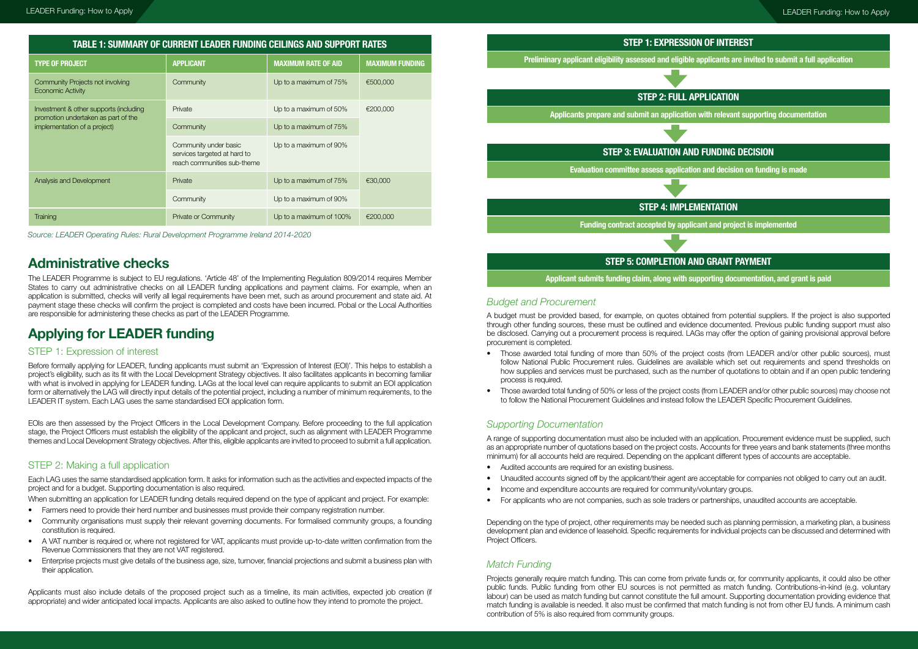**TABLE 1: SUMMARY OF CURRENT LEADER FUNDING CEILINGS AND SUPPORT RATES**

| TYPE OF PROJECT | APPLICANT | MAXIMUM RATE OF AID | MAXIMUM FUNDING |
|---|---|---|---|
| Community Projects not involving Economic Activity | Community | Up to a maximum of 75% | €500,000 |
| Investment & other supports (including promotion undertaken as part of the implementation of a project) | Private | Up to a maximum of 50% | €200,000 |
| | Community | Up to a maximum of 75% | |
| | Community under basic services targeted at hard to reach communities sub-theme | Up to a maximum of 90% | |
| Analysis and Development | Private | Up to a maximum of 75% | €30,000 |
| | Community | Up to a maximum of 90% | |
| Training | Private or Community | Up to a maximum of 100% | €200,000 |

*Source: LEADER Operating Rules: Rural Development Programme Ireland 2014-2020*

## Administrative checks

The LEADER Programme is subject to EU regulations. 'Article 48' of the Implementing Regulation 809/2014 requires Member States to carry out administrative checks on all LEADER funding applications and payment claims. For example, when an application is submitted, checks will verify all legal requirements have been met, such as around procurement and state aid. At payment stage these checks will confirm the project is completed and costs have been incurred. Pobal or the Local Authorities are responsible for administering these checks as part of the LEADER Programme.

## Applying for LEADER funding

### STEP 1: Expression of interest

Before formally applying for LEADER, funding applicants must submit an 'Expression of Interest (EOI)'. This helps to establish a project's eligibility, such as its fit with the Local Development Strategy objectives. It also facilitates applicants in becoming familiar with what is involved in applying for LEADER funding. LAGs at the local level can require applicants to submit an EOI application form or alternatively the LAG will directly input details of the potential project, including a number of minimum requirements, to the LEADER IT system. Each LAG uses the same standardised EOI application form.

EOIs are then assessed by the Project Officers in the Local Development Company. Before proceeding to the full application stage, the Project Officers must establish the eligibility of the applicant and project, such as alignment with LEADER Programme themes and Local Development Strategy objectives. After this, eligible applicants are invited to proceed to submit a full application.

### STEP 2: Making a full application

Each LAG uses the same standardised application form. It asks for information such as the activities and expected impacts of the project and for a budget. Supporting documentation is also required.

When submitting an application for LEADER funding details required depend on the type of applicant and project. For example:

- Farmers need to provide their herd number and businesses must provide their company registration number.
- Community organisations must supply their relevant governing documents. For formalised community groups, a founding constitution is required.
- A VAT number is required or, where not registered for VAT, applicants must provide up-to-date written confirmation from the Revenue Commissioners that they are not VAT registered.
- Enterprise projects must give details of the business age, size, turnover, financial projections and submit a business plan with their application.

Applicants must also include details of the proposed project such as a timeline, its main activities, expected job creation (if appropriate) and wider anticipated local impacts. Applicants are also asked to outline how they intend to promote the project.

**STEP 1: EXPRESSION OF INTEREST**

Preliminary applicant eligibility assessed and eligible applicants are invited to submit a full application

**STEP 2: FULL APPLICATION**

Applicants prepare and submit an application with relevant supporting documentation

**STEP 3: EVALUATION AND FUNDING DECISION**

Evaluation committee assess application and decision on funding is made

**STEP 4: IMPLEMENTATION**

Funding contract accepted by applicant and project is implemented

**STEP 5: COMPLETION AND GRANT PAYMENT**

Applicant submits funding claim, along with supporting documentation, and grant is paid

### *Budget and Procurement*

A budget must be provided based, for example, on quotes obtained from potential suppliers. If the project is also supported through other funding sources, these must be outlined and evidence documented. Previous public funding support must also be disclosed. Carrying out a procurement process is required. LAGs may offer the option of gaining provisional approval before procurement is completed.

- Those awarded total funding of more than 50% of the project costs (from LEADER and/or other public sources), must follow National Public Procurement rules. Guidelines are available which set out requirements and spend thresholds on how supplies and services must be purchased, such as the number of quotations to obtain and if an open public tendering process is required.
- Those awarded total funding of 50% or less of the project costs (from LEADER and/or other public sources) may choose not to follow the National Procurement Guidelines and instead follow the LEADER Specific Procurement Guidelines.

### *Supporting Documentation*

A range of supporting documentation must also be included with an application. Procurement evidence must be supplied, such as an appropriate number of quotations based on the project costs. Accounts for three years and bank statements (three months minimum) for all accounts held are required. Depending on the applicant different types of accounts are acceptable.

- Audited accounts are required for an existing business.
- Unaudited accounts signed off by the applicant/their agent are acceptable for companies not obliged to carry out an audit.
- Income and expenditure accounts are required for community/voluntary groups.
- For applicants who are not companies, such as sole traders or partnerships, unaudited accounts are acceptable.

Depending on the type of project, other requirements may be needed such as planning permission, a marketing plan, a business development plan and evidence of leasehold. Specific requirements for individual projects can be discussed and determined with Project Officers.

### *Match Funding*

Projects generally require match funding. This can come from private funds or, for community applicants, it could also be other public funds. Public funding from other EU sources is not permitted as match funding. Contributions-in-kind (e.g. voluntary labour) can be used as match funding but cannot constitute the full amount. Supporting documentation providing evidence that match funding is available is needed. It also must be confirmed that match funding is not from other EU funds. A minimum cash contribution of 5% is also required from community groups.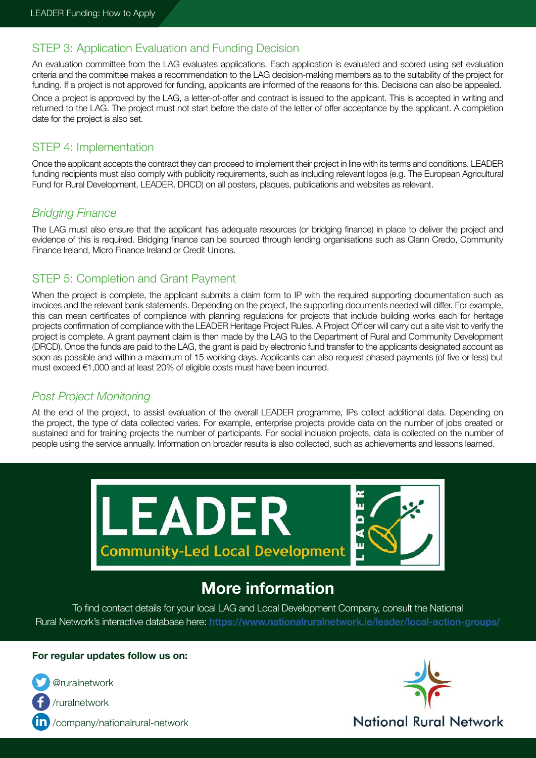## STEP 3: Application Evaluation and Funding Decision

An evaluation committee from the LAG evaluates applications. Each application is evaluated and scored using set evaluation criteria and the committee makes a recommendation to the LAG decision-making members as to the suitability of the project for funding. If a project is not approved for funding, applicants are informed of the reasons for this. Decisions can also be appealed.

Once a project is approved by the LAG, a letter-of-offer and contract is issued to the applicant. This is accepted in writing and returned to the LAG. The project must not start before the date of the letter of offer acceptance by the applicant. A completion date for the project is also set.

## STEP 4: Implementation

Once the applicant accepts the contract they can proceed to implement their project in line with its terms and conditions. LEADER funding recipients must also comply with publicity requirements, such as including relevant logos (e.g. The European Agricultural Fund for Rural Development, LEADER, DRCD) on all posters, plaques, publications and websites as relevant.

### *Bridging Finance*

The LAG must also ensure that the applicant has adequate resources (or bridging finance) in place to deliver the project and evidence of this is required. Bridging finance can be sourced through lending organisations such as Clann Credo, Community Finance Ireland, Micro Finance Ireland or Credit Unions.

## STEP 5: Completion and Grant Payment

When the project is complete, the applicant submits a claim form to IP with the required supporting documentation such as invoices and the relevant bank statements. Depending on the project, the supporting documents needed will differ. For example, this can mean certificates of compliance with planning regulations for projects that include building works each for heritage projects confirmation of compliance with the LEADER Heritage Project Rules. A Project Officer will carry out a site visit to verify the project is complete. A grant payment claim is then made by the LAG to the Department of Rural and Community Development (DRCD). Once the funds are paid to the LAG, the grant is paid by electronic fund transfer to the applicants designated account as soon as possible and within a maximum of 15 working days. Applicants can also request phased payments (of five or less) but must exceed €1,000 and at least 20% of eligible costs must have been incurred.

### *Post Project Monitoring*

At the end of the project, to assist evaluation of the overall LEADER programme, IPs collect additional data. Depending on the project, the type of data collected varies. For example, enterprise projects provide data on the number of jobs created or sustained and for training projects the number of participants. For social inclusion projects, data is collected on the number of people using the service annually. Information on broader results is also collected, such as achievements and lessons learned.

LEADER
Community-Led Local Development

## More information

To find contact details for your local LAG and Local Development Company, consult the National Rural Network's interactive database here: https://www.nationalruralnetwork.ie/leader/local-action-groups/

**For regular updates follow us on:**

@ruralnetwork

/ruralnetwork

/company/nationalrural-network

National Rural Network